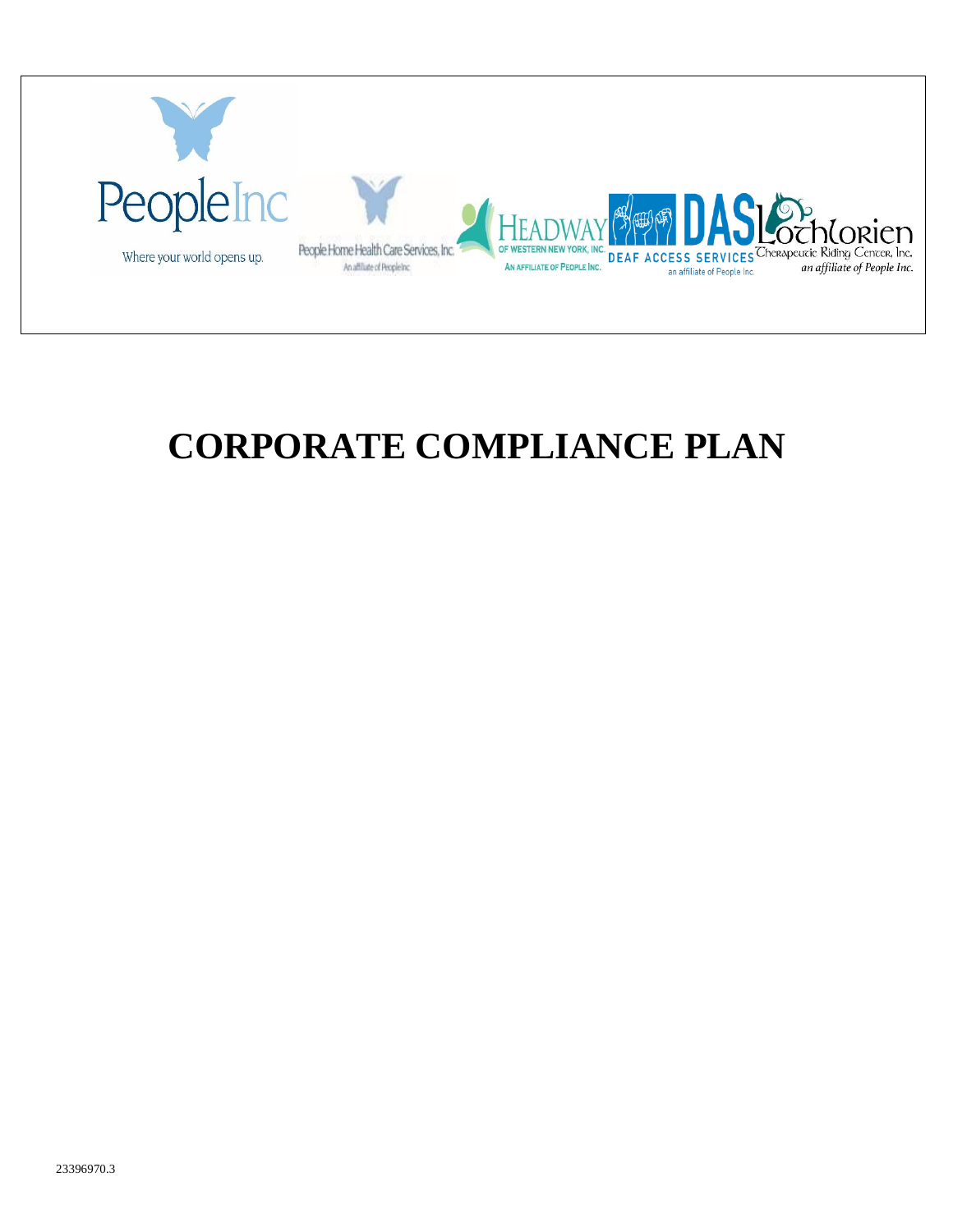People Inc

Where your world opens up.

People Home Health Care Services, Inc.

An affiliate of People Inc

HEADWAY OF WESTERN NEW YORK, INC.

AN AFFILIATE OF PEOPLE INC.

DAS

DEAF ACCESS SERVICES

an affiliate of People Inc.

Lothlorien

Therapeutic Riding Center, Inc.

*an affiliate of People Inc.*

# CORPORATE COMPLIANCE PLAN

23396970.3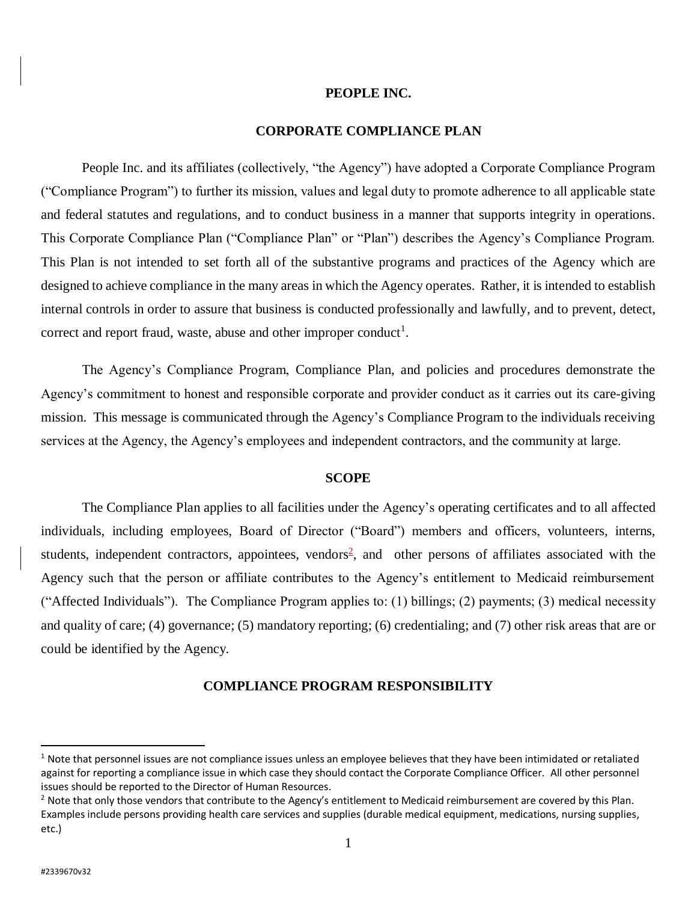**PEOPLE INC.**

**CORPORATE COMPLIANCE PLAN**

People Inc. and its affiliates (collectively, "the Agency") have adopted a Corporate Compliance Program ("Compliance Program") to further its mission, values and legal duty to promote adherence to all applicable state and federal statutes and regulations, and to conduct business in a manner that supports integrity in operations. This Corporate Compliance Plan ("Compliance Plan" or "Plan") describes the Agency's Compliance Program. This Plan is not intended to set forth all of the substantive programs and practices of the Agency which are designed to achieve compliance in the many areas in which the Agency operates. Rather, it is intended to establish internal controls in order to assure that business is conducted professionally and lawfully, and to prevent, detect, correct and report fraud, waste, abuse and other improper conduct[1].

The Agency's Compliance Program, Compliance Plan, and policies and procedures demonstrate the Agency's commitment to honest and responsible corporate and provider conduct as it carries out its care-giving mission. This message is communicated through the Agency's Compliance Program to the individuals receiving services at the Agency, the Agency's employees and independent contractors, and the community at large.

## SCOPE

The Compliance Plan applies to all facilities under the Agency's operating certificates and to all affected individuals, including employees, Board of Director ("Board") members and officers, volunteers, interns, students, independent contractors, appointees, vendors[2], and other persons of affiliates associated with the Agency such that the person or affiliate contributes to the Agency's entitlement to Medicaid reimbursement ("Affected Individuals"). The Compliance Program applies to: (1) billings; (2) payments; (3) medical necessity and quality of care; (4) governance; (5) mandatory reporting; (6) credentialing; and (7) other risk areas that are or could be identified by the Agency.

## COMPLIANCE PROGRAM RESPONSIBILITY

[1] Note that personnel issues are not compliance issues unless an employee believes that they have been intimidated or retaliated against for reporting a compliance issue in which case they should contact the Corporate Compliance Officer. All other personnel issues should be reported to the Director of Human Resources.

[2] Note that only those vendors that contribute to the Agency's entitlement to Medicaid reimbursement are covered by this Plan. Examples include persons providing health care services and supplies (durable medical equipment, medications, nursing supplies, etc.)

#2339670v32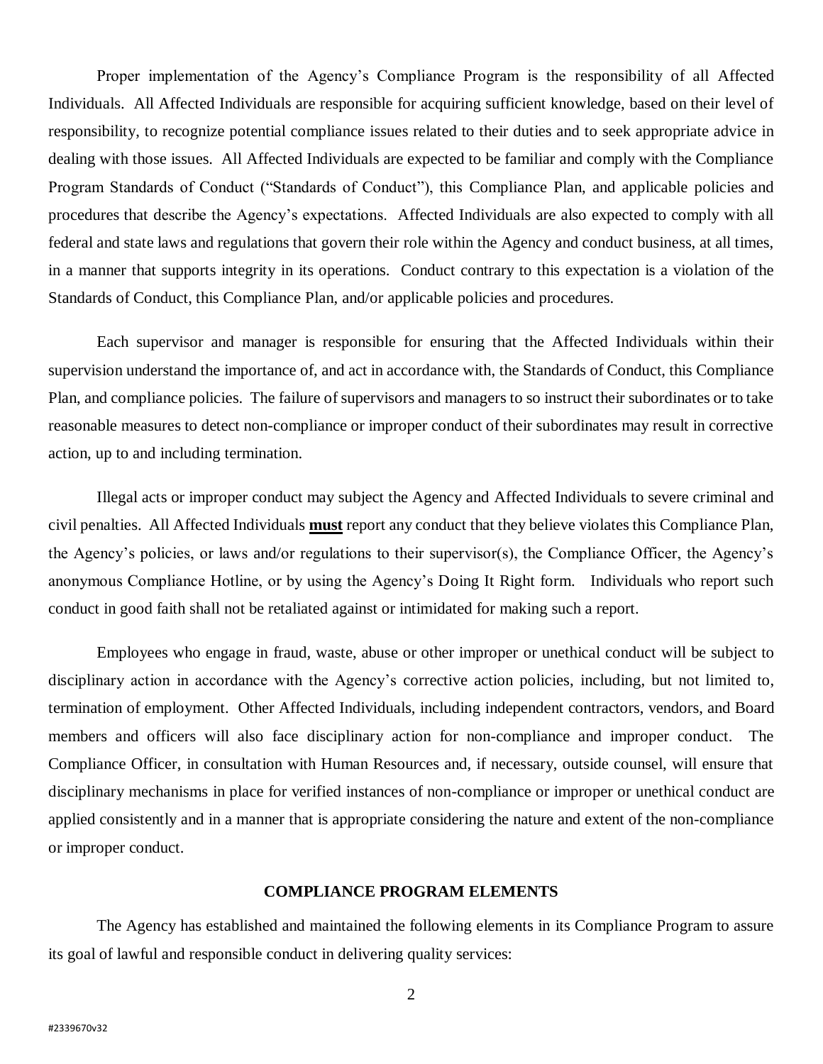Proper implementation of the Agency's Compliance Program is the responsibility of all Affected Individuals. All Affected Individuals are responsible for acquiring sufficient knowledge, based on their level of responsibility, to recognize potential compliance issues related to their duties and to seek appropriate advice in dealing with those issues. All Affected Individuals are expected to be familiar and comply with the Compliance Program Standards of Conduct ("Standards of Conduct"), this Compliance Plan, and applicable policies and procedures that describe the Agency's expectations. Affected Individuals are also expected to comply with all federal and state laws and regulations that govern their role within the Agency and conduct business, at all times, in a manner that supports integrity in its operations. Conduct contrary to this expectation is a violation of the Standards of Conduct, this Compliance Plan, and/or applicable policies and procedures.

Each supervisor and manager is responsible for ensuring that the Affected Individuals within their supervision understand the importance of, and act in accordance with, the Standards of Conduct, this Compliance Plan, and compliance policies. The failure of supervisors and managers to so instruct their subordinates or to take reasonable measures to detect non-compliance or improper conduct of their subordinates may result in corrective action, up to and including termination.

Illegal acts or improper conduct may subject the Agency and Affected Individuals to severe criminal and civil penalties. All Affected Individuals **<u>must</u>** report any conduct that they believe violates this Compliance Plan, the Agency's policies, or laws and/or regulations to their supervisor(s), the Compliance Officer, the Agency's anonymous Compliance Hotline, or by using the Agency's Doing It Right form. Individuals who report such conduct in good faith shall not be retaliated against or intimidated for making such a report.

Employees who engage in fraud, waste, abuse or other improper or unethical conduct will be subject to disciplinary action in accordance with the Agency's corrective action policies, including, but not limited to, termination of employment. Other Affected Individuals, including independent contractors, vendors, and Board members and officers will also face disciplinary action for non-compliance and improper conduct. The Compliance Officer, in consultation with Human Resources and, if necessary, outside counsel, will ensure that disciplinary mechanisms in place for verified instances of non-compliance or improper or unethical conduct are applied consistently and in a manner that is appropriate considering the nature and extent of the non-compliance or improper conduct.

## COMPLIANCE PROGRAM ELEMENTS

The Agency has established and maintained the following elements in its Compliance Program to assure its goal of lawful and responsible conduct in delivering quality services: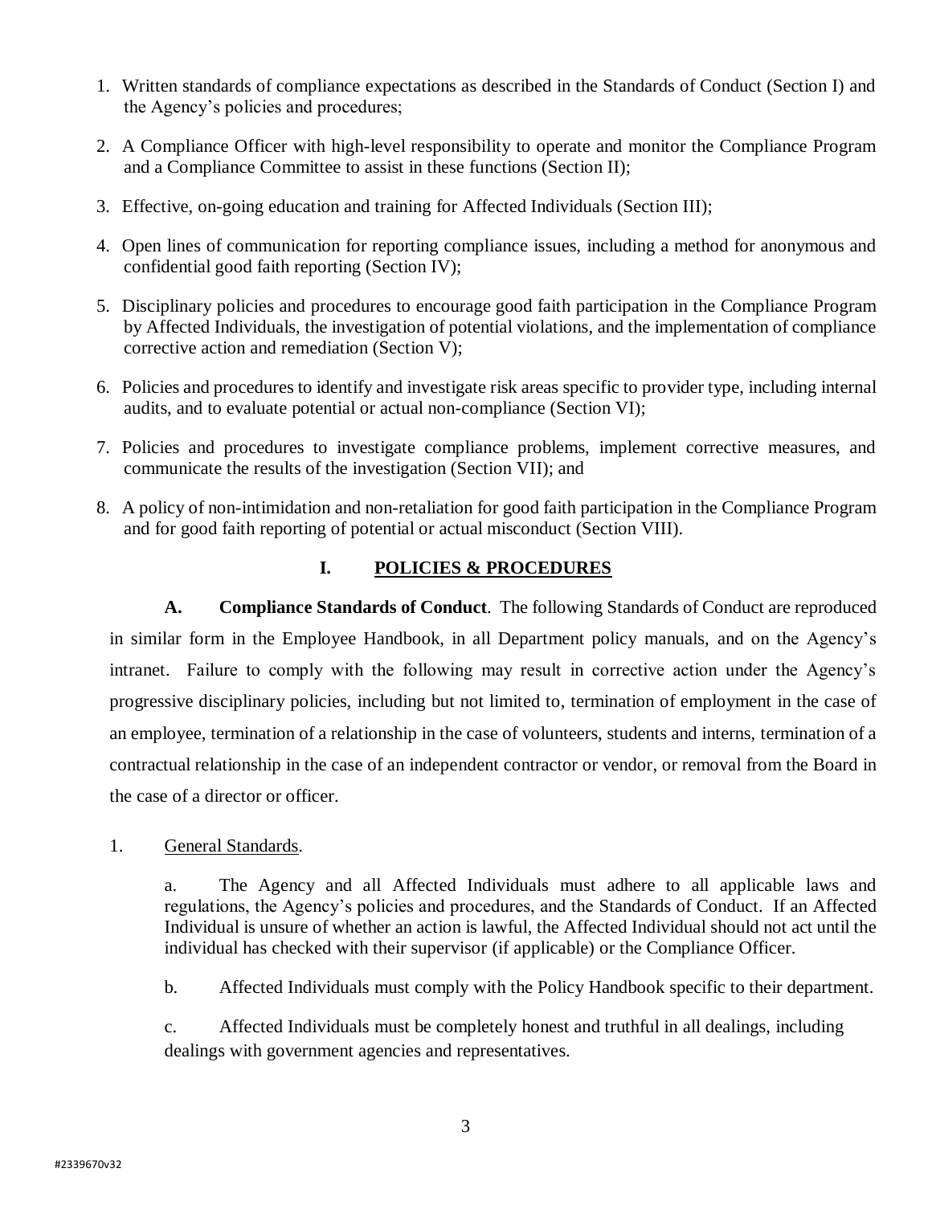1. Written standards of compliance expectations as described in the Standards of Conduct (Section I) and the Agency's policies and procedures;

2. A Compliance Officer with high-level responsibility to operate and monitor the Compliance Program and a Compliance Committee to assist in these functions (Section II);

3. Effective, on-going education and training for Affected Individuals (Section III);

4. Open lines of communication for reporting compliance issues, including a method for anonymous and confidential good faith reporting (Section IV);

5. Disciplinary policies and procedures to encourage good faith participation in the Compliance Program by Affected Individuals, the investigation of potential violations, and the implementation of compliance corrective action and remediation (Section V);

6. Policies and procedures to identify and investigate risk areas specific to provider type, including internal audits, and to evaluate potential or actual non-compliance (Section VI);

7. Policies and procedures to investigate compliance problems, implement corrective measures, and communicate the results of the investigation (Section VII); and

8. A policy of non-intimidation and non-retaliation for good faith participation in the Compliance Program and for good faith reporting of potential or actual misconduct (Section VIII).

## I. POLICIES & PROCEDURES

**A. Compliance Standards of Conduct**. The following Standards of Conduct are reproduced in similar form in the Employee Handbook, in all Department policy manuals, and on the Agency's intranet. Failure to comply with the following may result in corrective action under the Agency's progressive disciplinary policies, including but not limited to, termination of employment in the case of an employee, termination of a relationship in the case of volunteers, students and interns, termination of a contractual relationship in the case of an independent contractor or vendor, or removal from the Board in the case of a director or officer.

1. General Standards.

   a. The Agency and all Affected Individuals must adhere to all applicable laws and regulations, the Agency's policies and procedures, and the Standards of Conduct. If an Affected Individual is unsure of whether an action is lawful, the Affected Individual should not act until the individual has checked with their supervisor (if applicable) or the Compliance Officer.

   b. Affected Individuals must comply with the Policy Handbook specific to their department.

   c. Affected Individuals must be completely honest and truthful in all dealings, including dealings with government agencies and representatives.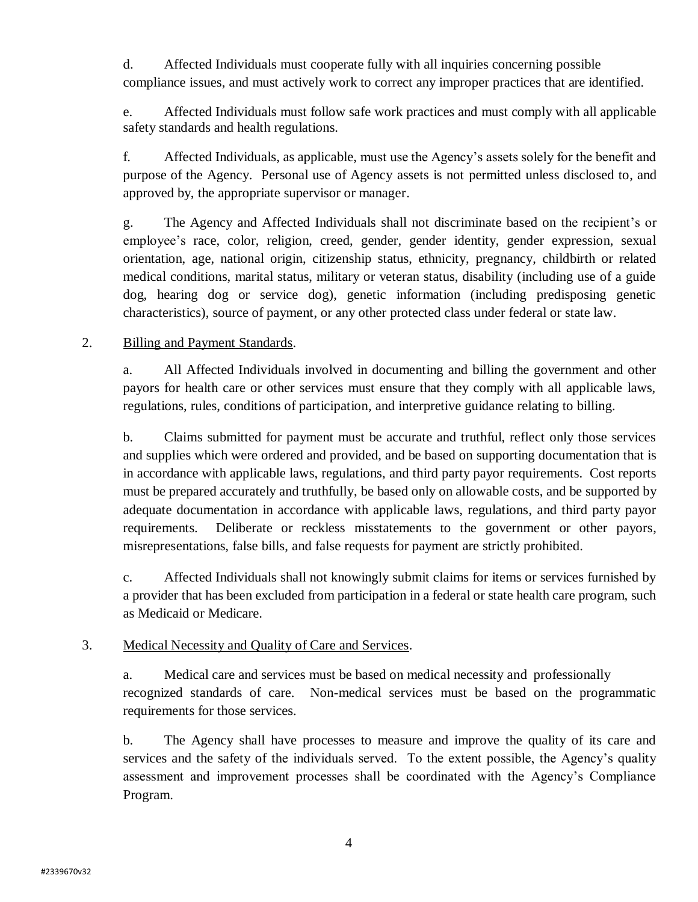d. Affected Individuals must cooperate fully with all inquiries concerning possible compliance issues, and must actively work to correct any improper practices that are identified.

e. Affected Individuals must follow safe work practices and must comply with all applicable safety standards and health regulations.

f. Affected Individuals, as applicable, must use the Agency's assets solely for the benefit and purpose of the Agency. Personal use of Agency assets is not permitted unless disclosed to, and approved by, the appropriate supervisor or manager.

g. The Agency and Affected Individuals shall not discriminate based on the recipient's or employee's race, color, religion, creed, gender, gender identity, gender expression, sexual orientation, age, national origin, citizenship status, ethnicity, pregnancy, childbirth or related medical conditions, marital status, military or veteran status, disability (including use of a guide dog, hearing dog or service dog), genetic information (including predisposing genetic characteristics), source of payment, or any other protected class under federal or state law.

2. Billing and Payment Standards.

a. All Affected Individuals involved in documenting and billing the government and other payors for health care or other services must ensure that they comply with all applicable laws, regulations, rules, conditions of participation, and interpretive guidance relating to billing.

b. Claims submitted for payment must be accurate and truthful, reflect only those services and supplies which were ordered and provided, and be based on supporting documentation that is in accordance with applicable laws, regulations, and third party payor requirements. Cost reports must be prepared accurately and truthfully, be based only on allowable costs, and be supported by adequate documentation in accordance with applicable laws, regulations, and third party payor requirements. Deliberate or reckless misstatements to the government or other payors, misrepresentations, false bills, and false requests for payment are strictly prohibited.

c. Affected Individuals shall not knowingly submit claims for items or services furnished by a provider that has been excluded from participation in a federal or state health care program, such as Medicaid or Medicare.

3. Medical Necessity and Quality of Care and Services.

a. Medical care and services must be based on medical necessity and professionally recognized standards of care. Non-medical services must be based on the programmatic requirements for those services.

b. The Agency shall have processes to measure and improve the quality of its care and services and the safety of the individuals served. To the extent possible, the Agency's quality assessment and improvement processes shall be coordinated with the Agency's Compliance Program.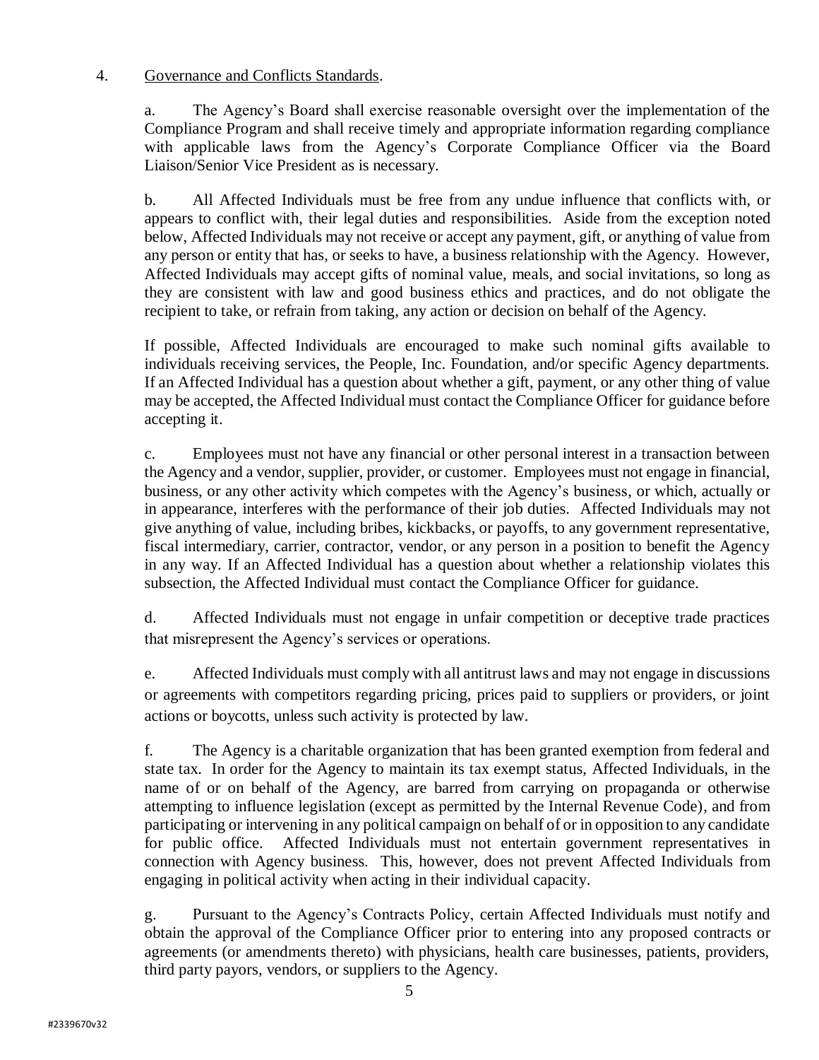4. Governance and Conflicts Standards.

a. The Agency's Board shall exercise reasonable oversight over the implementation of the Compliance Program and shall receive timely and appropriate information regarding compliance with applicable laws from the Agency's Corporate Compliance Officer via the Board Liaison/Senior Vice President as is necessary.

b. All Affected Individuals must be free from any undue influence that conflicts with, or appears to conflict with, their legal duties and responsibilities. Aside from the exception noted below, Affected Individuals may not receive or accept any payment, gift, or anything of value from any person or entity that has, or seeks to have, a business relationship with the Agency. However, Affected Individuals may accept gifts of nominal value, meals, and social invitations, so long as they are consistent with law and good business ethics and practices, and do not obligate the recipient to take, or refrain from taking, any action or decision on behalf of the Agency.

If possible, Affected Individuals are encouraged to make such nominal gifts available to individuals receiving services, the People, Inc. Foundation, and/or specific Agency departments. If an Affected Individual has a question about whether a gift, payment, or any other thing of value may be accepted, the Affected Individual must contact the Compliance Officer for guidance before accepting it.

c. Employees must not have any financial or other personal interest in a transaction between the Agency and a vendor, supplier, provider, or customer. Employees must not engage in financial, business, or any other activity which competes with the Agency's business, or which, actually or in appearance, interferes with the performance of their job duties. Affected Individuals may not give anything of value, including bribes, kickbacks, or payoffs, to any government representative, fiscal intermediary, carrier, contractor, vendor, or any person in a position to benefit the Agency in any way. If an Affected Individual has a question about whether a relationship violates this subsection, the Affected Individual must contact the Compliance Officer for guidance.

d. Affected Individuals must not engage in unfair competition or deceptive trade practices that misrepresent the Agency's services or operations.

e. Affected Individuals must comply with all antitrust laws and may not engage in discussions or agreements with competitors regarding pricing, prices paid to suppliers or providers, or joint actions or boycotts, unless such activity is protected by law.

f. The Agency is a charitable organization that has been granted exemption from federal and state tax. In order for the Agency to maintain its tax exempt status, Affected Individuals, in the name of or on behalf of the Agency, are barred from carrying on propaganda or otherwise attempting to influence legislation (except as permitted by the Internal Revenue Code), and from participating or intervening in any political campaign on behalf of or in opposition to any candidate for public office. Affected Individuals must not entertain government representatives in connection with Agency business. This, however, does not prevent Affected Individuals from engaging in political activity when acting in their individual capacity.

g. Pursuant to the Agency's Contracts Policy, certain Affected Individuals must notify and obtain the approval of the Compliance Officer prior to entering into any proposed contracts or agreements (or amendments thereto) with physicians, health care businesses, patients, providers, third party payors, vendors, or suppliers to the Agency.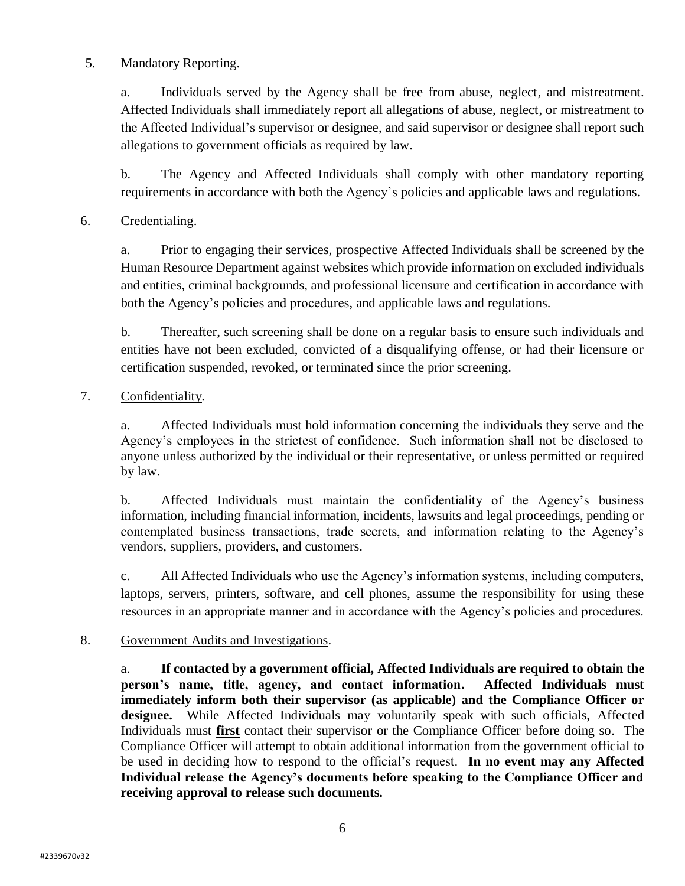5. Mandatory Reporting.

a. Individuals served by the Agency shall be free from abuse, neglect, and mistreatment. Affected Individuals shall immediately report all allegations of abuse, neglect, or mistreatment to the Affected Individual's supervisor or designee, and said supervisor or designee shall report such allegations to government officials as required by law.

b. The Agency and Affected Individuals shall comply with other mandatory reporting requirements in accordance with both the Agency's policies and applicable laws and regulations.

6. Credentialing.

a. Prior to engaging their services, prospective Affected Individuals shall be screened by the Human Resource Department against websites which provide information on excluded individuals and entities, criminal backgrounds, and professional licensure and certification in accordance with both the Agency's policies and procedures, and applicable laws and regulations.

b. Thereafter, such screening shall be done on a regular basis to ensure such individuals and entities have not been excluded, convicted of a disqualifying offense, or had their licensure or certification suspended, revoked, or terminated since the prior screening.

7. Confidentiality.

a. Affected Individuals must hold information concerning the individuals they serve and the Agency's employees in the strictest of confidence. Such information shall not be disclosed to anyone unless authorized by the individual or their representative, or unless permitted or required by law.

b. Affected Individuals must maintain the confidentiality of the Agency's business information, including financial information, incidents, lawsuits and legal proceedings, pending or contemplated business transactions, trade secrets, and information relating to the Agency's vendors, suppliers, providers, and customers.

c. All Affected Individuals who use the Agency's information systems, including computers, laptops, servers, printers, software, and cell phones, assume the responsibility for using these resources in an appropriate manner and in accordance with the Agency's policies and procedures.

8. Government Audits and Investigations.

a. **If contacted by a government official, Affected Individuals are required to obtain the person's name, title, agency, and contact information. Affected Individuals must immediately inform both their supervisor (as applicable) and the Compliance Officer or designee.** While Affected Individuals may voluntarily speak with such officials, Affected Individuals must **first** contact their supervisor or the Compliance Officer before doing so. The Compliance Officer will attempt to obtain additional information from the government official to be used in deciding how to respond to the official's request. **In no event may any Affected Individual release the Agency's documents before speaking to the Compliance Officer and receiving approval to release such documents.**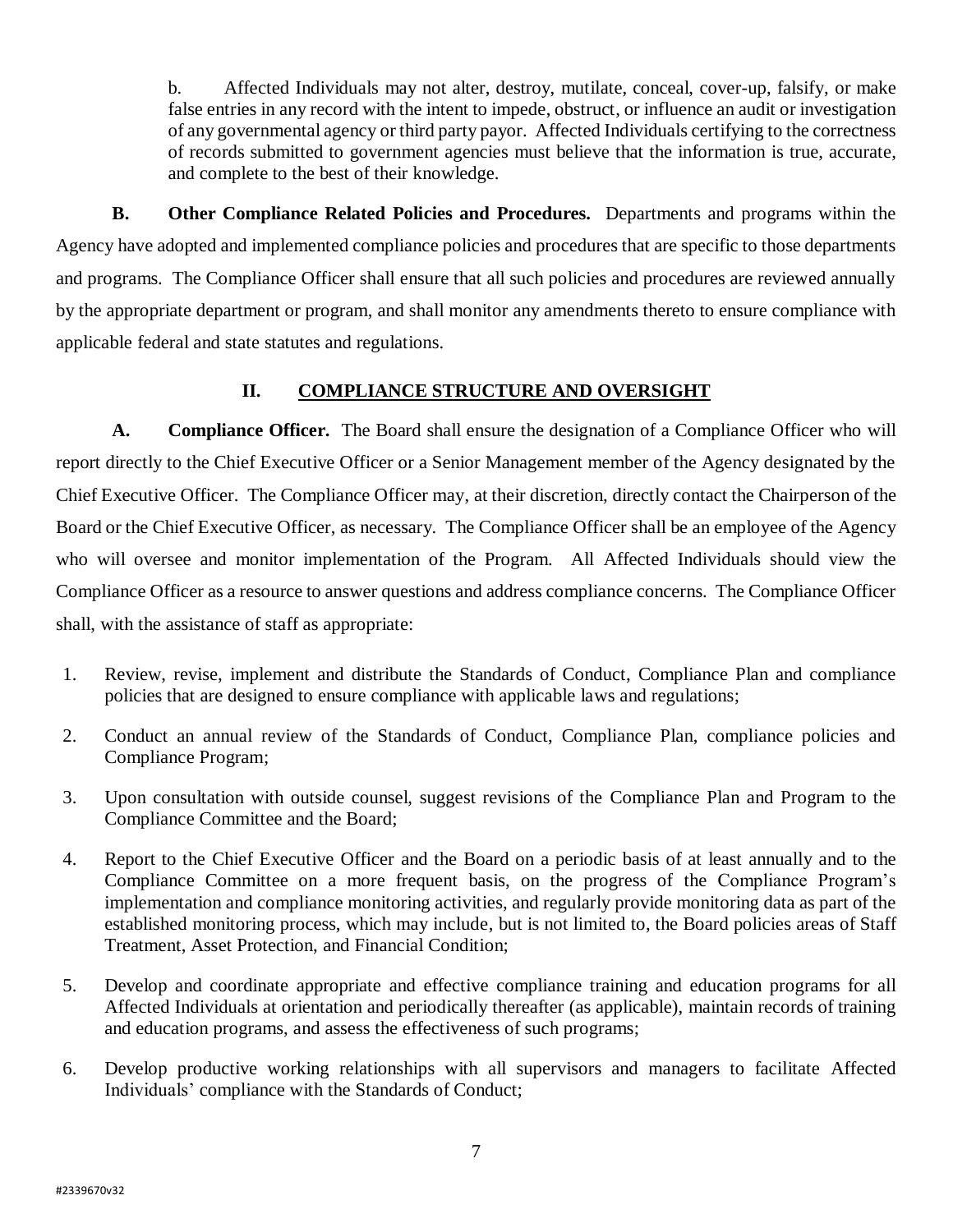b. Affected Individuals may not alter, destroy, mutilate, conceal, cover-up, falsify, or make false entries in any record with the intent to impede, obstruct, or influence an audit or investigation of any governmental agency or third party payor. Affected Individuals certifying to the correctness of records submitted to government agencies must believe that the information is true, accurate, and complete to the best of their knowledge.

**B. Other Compliance Related Policies and Procedures.** Departments and programs within the Agency have adopted and implemented compliance policies and procedures that are specific to those departments and programs. The Compliance Officer shall ensure that all such policies and procedures are reviewed annually by the appropriate department or program, and shall monitor any amendments thereto to ensure compliance with applicable federal and state statutes and regulations.

## II. COMPLIANCE STRUCTURE AND OVERSIGHT

**A. Compliance Officer.** The Board shall ensure the designation of a Compliance Officer who will report directly to the Chief Executive Officer or a Senior Management member of the Agency designated by the Chief Executive Officer. The Compliance Officer may, at their discretion, directly contact the Chairperson of the Board or the Chief Executive Officer, as necessary. The Compliance Officer shall be an employee of the Agency who will oversee and monitor implementation of the Program. All Affected Individuals should view the Compliance Officer as a resource to answer questions and address compliance concerns. The Compliance Officer shall, with the assistance of staff as appropriate:

1. Review, revise, implement and distribute the Standards of Conduct, Compliance Plan and compliance policies that are designed to ensure compliance with applicable laws and regulations;
2. Conduct an annual review of the Standards of Conduct, Compliance Plan, compliance policies and Compliance Program;
3. Upon consultation with outside counsel, suggest revisions of the Compliance Plan and Program to the Compliance Committee and the Board;
4. Report to the Chief Executive Officer and the Board on a periodic basis of at least annually and to the Compliance Committee on a more frequent basis, on the progress of the Compliance Program's implementation and compliance monitoring activities, and regularly provide monitoring data as part of the established monitoring process, which may include, but is not limited to, the Board policies areas of Staff Treatment, Asset Protection, and Financial Condition;
5. Develop and coordinate appropriate and effective compliance training and education programs for all Affected Individuals at orientation and periodically thereafter (as applicable), maintain records of training and education programs, and assess the effectiveness of such programs;
6. Develop productive working relationships with all supervisors and managers to facilitate Affected Individuals' compliance with the Standards of Conduct;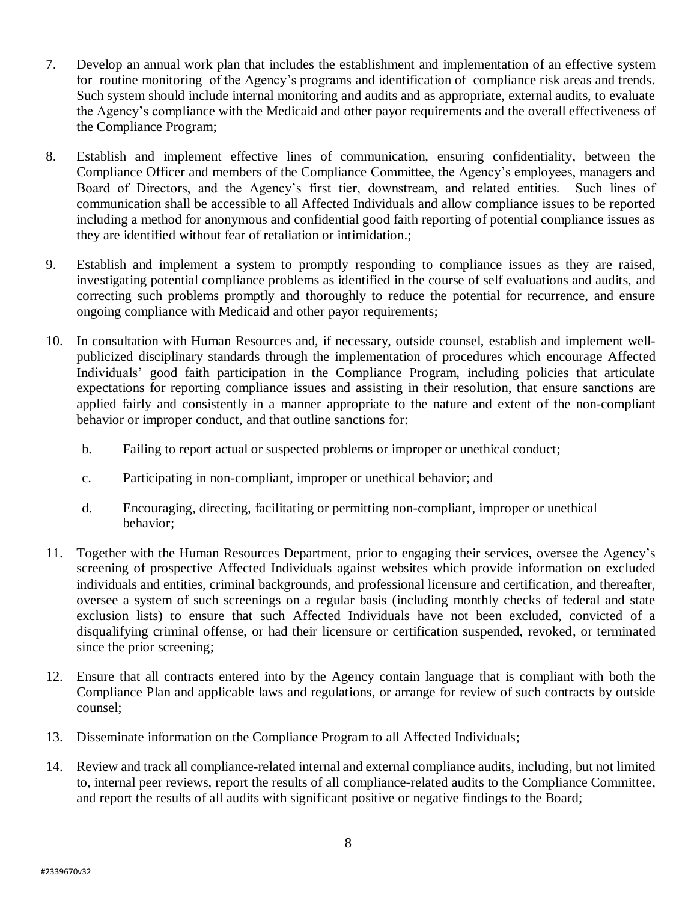7. Develop an annual work plan that includes the establishment and implementation of an effective system for routine monitoring of the Agency's programs and identification of compliance risk areas and trends. Such system should include internal monitoring and audits and as appropriate, external audits, to evaluate the Agency's compliance with the Medicaid and other payor requirements and the overall effectiveness of the Compliance Program;

8. Establish and implement effective lines of communication, ensuring confidentiality, between the Compliance Officer and members of the Compliance Committee, the Agency's employees, managers and Board of Directors, and the Agency's first tier, downstream, and related entities. Such lines of communication shall be accessible to all Affected Individuals and allow compliance issues to be reported including a method for anonymous and confidential good faith reporting of potential compliance issues as they are identified without fear of retaliation or intimidation.;

9. Establish and implement a system to promptly responding to compliance issues as they are raised, investigating potential compliance problems as identified in the course of self evaluations and audits, and correcting such problems promptly and thoroughly to reduce the potential for recurrence, and ensure ongoing compliance with Medicaid and other payor requirements;

10. In consultation with Human Resources and, if necessary, outside counsel, establish and implement well-publicized disciplinary standards through the implementation of procedures which encourage Affected Individuals' good faith participation in the Compliance Program, including policies that articulate expectations for reporting compliance issues and assisting in their resolution, that ensure sanctions are applied fairly and consistently in a manner appropriate to the nature and extent of the non-compliant behavior or improper conduct, and that outline sanctions for:

    b. Failing to report actual or suspected problems or improper or unethical conduct;

    c. Participating in non-compliant, improper or unethical behavior; and

    d. Encouraging, directing, facilitating or permitting non-compliant, improper or unethical behavior;

11. Together with the Human Resources Department, prior to engaging their services, oversee the Agency's screening of prospective Affected Individuals against websites which provide information on excluded individuals and entities, criminal backgrounds, and professional licensure and certification, and thereafter, oversee a system of such screenings on a regular basis (including monthly checks of federal and state exclusion lists) to ensure that such Affected Individuals have not been excluded, convicted of a disqualifying criminal offense, or had their licensure or certification suspended, revoked, or terminated since the prior screening;

12. Ensure that all contracts entered into by the Agency contain language that is compliant with both the Compliance Plan and applicable laws and regulations, or arrange for review of such contracts by outside counsel;

13. Disseminate information on the Compliance Program to all Affected Individuals;

14. Review and track all compliance-related internal and external compliance audits, including, but not limited to, internal peer reviews, report the results of all compliance-related audits to the Compliance Committee, and report the results of all audits with significant positive or negative findings to the Board;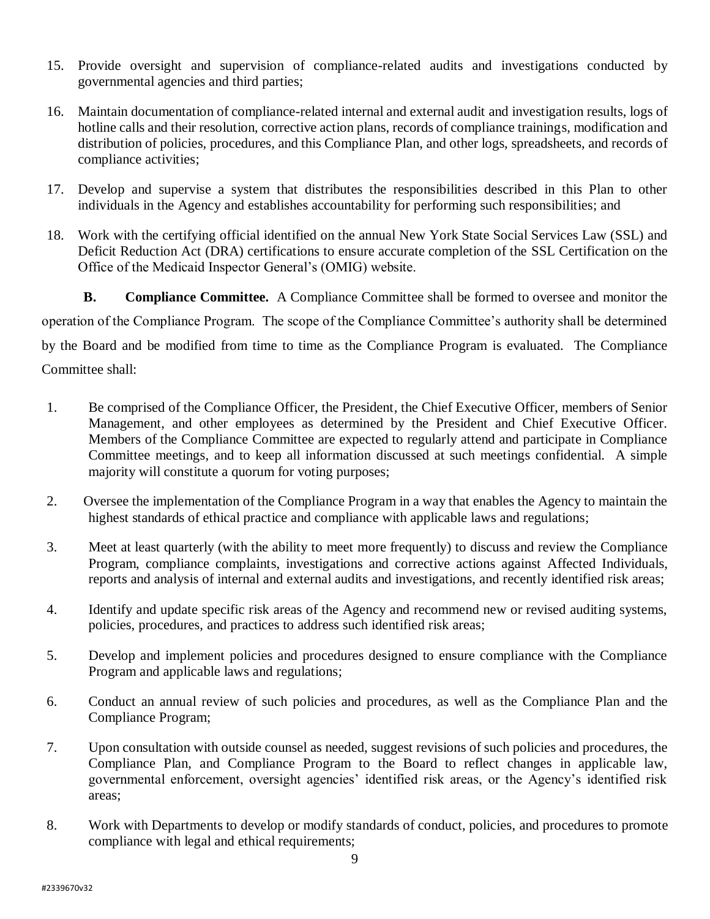15. Provide oversight and supervision of compliance-related audits and investigations conducted by governmental agencies and third parties;

16. Maintain documentation of compliance-related internal and external audit and investigation results, logs of hotline calls and their resolution, corrective action plans, records of compliance trainings, modification and distribution of policies, procedures, and this Compliance Plan, and other logs, spreadsheets, and records of compliance activities;

17. Develop and supervise a system that distributes the responsibilities described in this Plan to other individuals in the Agency and establishes accountability for performing such responsibilities; and

18. Work with the certifying official identified on the annual New York State Social Services Law (SSL) and Deficit Reduction Act (DRA) certifications to ensure accurate completion of the SSL Certification on the Office of the Medicaid Inspector General's (OMIG) website.

**B. Compliance Committee.** A Compliance Committee shall be formed to oversee and monitor the operation of the Compliance Program. The scope of the Compliance Committee's authority shall be determined by the Board and be modified from time to time as the Compliance Program is evaluated. The Compliance Committee shall:

1. Be comprised of the Compliance Officer, the President, the Chief Executive Officer, members of Senior Management, and other employees as determined by the President and Chief Executive Officer. Members of the Compliance Committee are expected to regularly attend and participate in Compliance Committee meetings, and to keep all information discussed at such meetings confidential. A simple majority will constitute a quorum for voting purposes;

2. Oversee the implementation of the Compliance Program in a way that enables the Agency to maintain the highest standards of ethical practice and compliance with applicable laws and regulations;

3. Meet at least quarterly (with the ability to meet more frequently) to discuss and review the Compliance Program, compliance complaints, investigations and corrective actions against Affected Individuals, reports and analysis of internal and external audits and investigations, and recently identified risk areas;

4. Identify and update specific risk areas of the Agency and recommend new or revised auditing systems, policies, procedures, and practices to address such identified risk areas;

5. Develop and implement policies and procedures designed to ensure compliance with the Compliance Program and applicable laws and regulations;

6. Conduct an annual review of such policies and procedures, as well as the Compliance Plan and the Compliance Program;

7. Upon consultation with outside counsel as needed, suggest revisions of such policies and procedures, the Compliance Plan, and Compliance Program to the Board to reflect changes in applicable law, governmental enforcement, oversight agencies' identified risk areas, or the Agency's identified risk areas;

8. Work with Departments to develop or modify standards of conduct, policies, and procedures to promote compliance with legal and ethical requirements;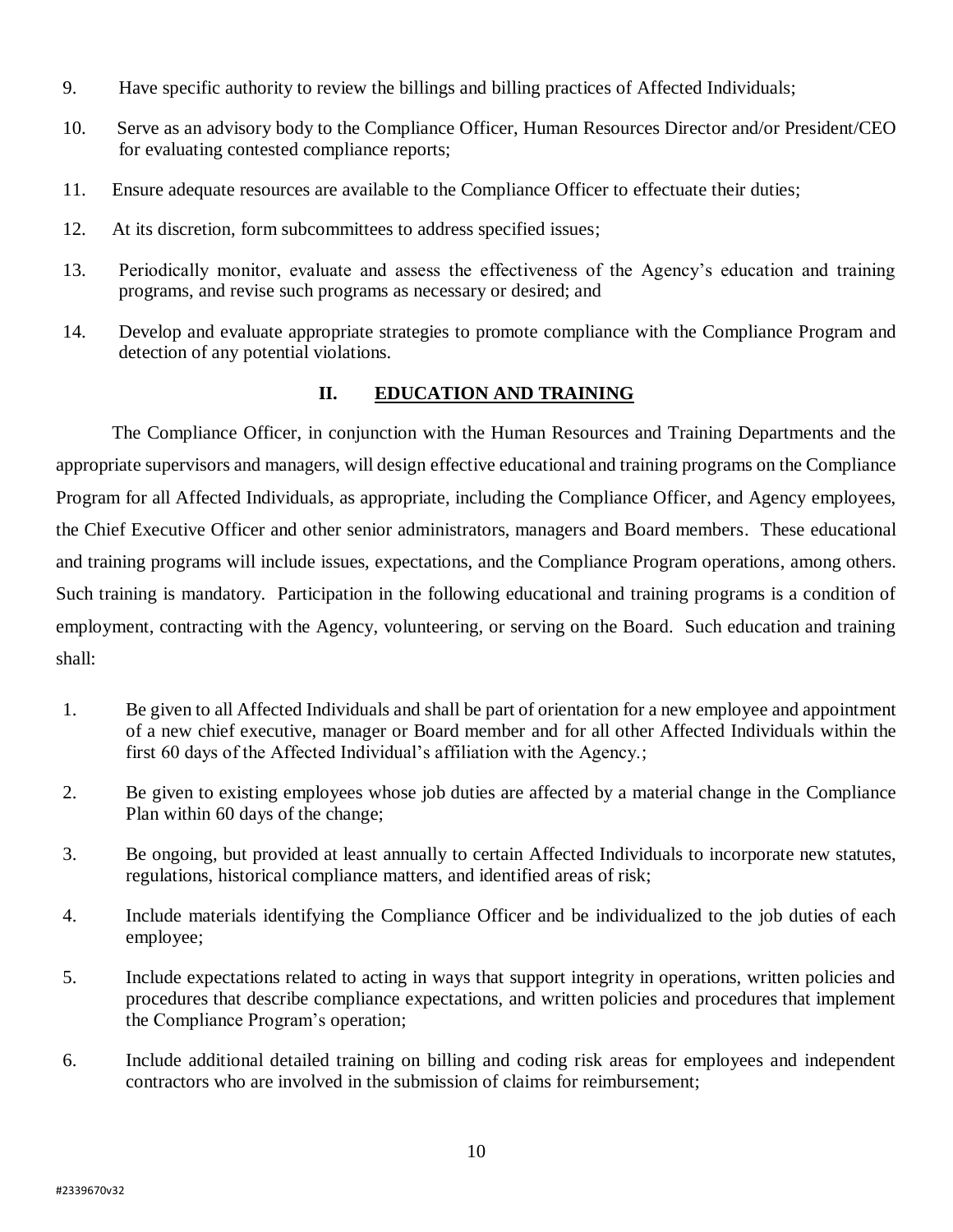9. Have specific authority to review the billings and billing practices of Affected Individuals;

10. Serve as an advisory body to the Compliance Officer, Human Resources Director and/or President/CEO for evaluating contested compliance reports;

11. Ensure adequate resources are available to the Compliance Officer to effectuate their duties;

12. At its discretion, form subcommittees to address specified issues;

13. Periodically monitor, evaluate and assess the effectiveness of the Agency's education and training programs, and revise such programs as necessary or desired; and

14. Develop and evaluate appropriate strategies to promote compliance with the Compliance Program and detection of any potential violations.

## II. EDUCATION AND TRAINING

The Compliance Officer, in conjunction with the Human Resources and Training Departments and the appropriate supervisors and managers, will design effective educational and training programs on the Compliance Program for all Affected Individuals, as appropriate, including the Compliance Officer, and Agency employees, the Chief Executive Officer and other senior administrators, managers and Board members. These educational and training programs will include issues, expectations, and the Compliance Program operations, among others. Such training is mandatory. Participation in the following educational and training programs is a condition of employment, contracting with the Agency, volunteering, or serving on the Board. Such education and training shall:

1. Be given to all Affected Individuals and shall be part of orientation for a new employee and appointment of a new chief executive, manager or Board member and for all other Affected Individuals within the first 60 days of the Affected Individual's affiliation with the Agency.;

2. Be given to existing employees whose job duties are affected by a material change in the Compliance Plan within 60 days of the change;

3. Be ongoing, but provided at least annually to certain Affected Individuals to incorporate new statutes, regulations, historical compliance matters, and identified areas of risk;

4. Include materials identifying the Compliance Officer and be individualized to the job duties of each employee;

5. Include expectations related to acting in ways that support integrity in operations, written policies and procedures that describe compliance expectations, and written policies and procedures that implement the Compliance Program's operation;

6. Include additional detailed training on billing and coding risk areas for employees and independent contractors who are involved in the submission of claims for reimbursement;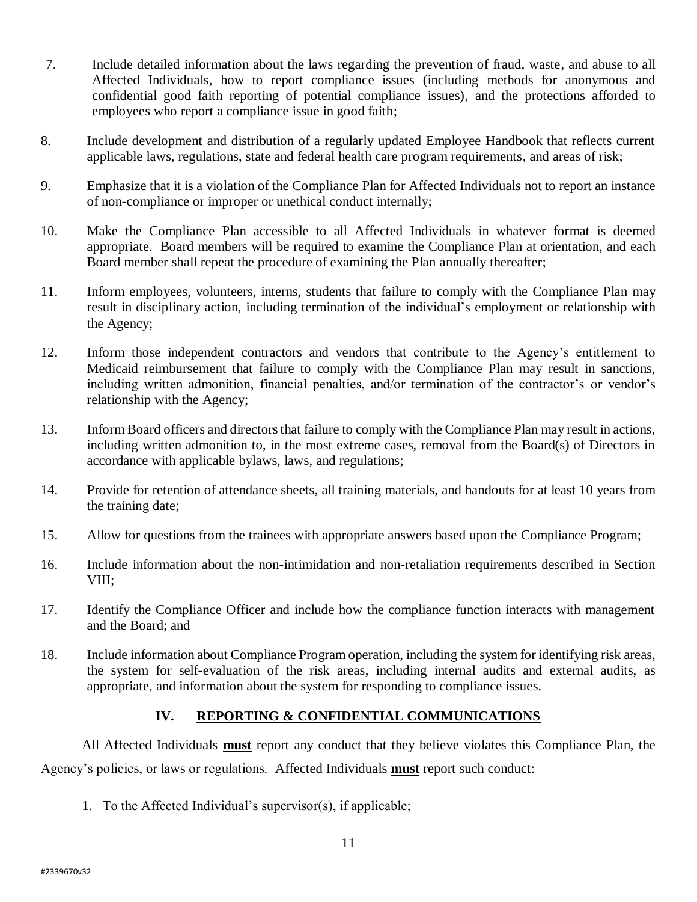7. Include detailed information about the laws regarding the prevention of fraud, waste, and abuse to all Affected Individuals, how to report compliance issues (including methods for anonymous and confidential good faith reporting of potential compliance issues), and the protections afforded to employees who report a compliance issue in good faith;

8. Include development and distribution of a regularly updated Employee Handbook that reflects current applicable laws, regulations, state and federal health care program requirements, and areas of risk;

9. Emphasize that it is a violation of the Compliance Plan for Affected Individuals not to report an instance of non-compliance or improper or unethical conduct internally;

10. Make the Compliance Plan accessible to all Affected Individuals in whatever format is deemed appropriate. Board members will be required to examine the Compliance Plan at orientation, and each Board member shall repeat the procedure of examining the Plan annually thereafter;

11. Inform employees, volunteers, interns, students that failure to comply with the Compliance Plan may result in disciplinary action, including termination of the individual's employment or relationship with the Agency;

12. Inform those independent contractors and vendors that contribute to the Agency's entitlement to Medicaid reimbursement that failure to comply with the Compliance Plan may result in sanctions, including written admonition, financial penalties, and/or termination of the contractor's or vendor's relationship with the Agency;

13. Inform Board officers and directors that failure to comply with the Compliance Plan may result in actions, including written admonition to, in the most extreme cases, removal from the Board(s) of Directors in accordance with applicable bylaws, laws, and regulations;

14. Provide for retention of attendance sheets, all training materials, and handouts for at least 10 years from the training date;

15. Allow for questions from the trainees with appropriate answers based upon the Compliance Program;

16. Include information about the non-intimidation and non-retaliation requirements described in Section VIII;

17. Identify the Compliance Officer and include how the compliance function interacts with management and the Board; and

18. Include information about Compliance Program operation, including the system for identifying risk areas, the system for self-evaluation of the risk areas, including internal audits and external audits, as appropriate, and information about the system for responding to compliance issues.

## IV. REPORTING & CONFIDENTIAL COMMUNICATIONS

All Affected Individuals **must** report any conduct that they believe violates this Compliance Plan, the Agency's policies, or laws or regulations. Affected Individuals **must** report such conduct:

1. To the Affected Individual's supervisor(s), if applicable;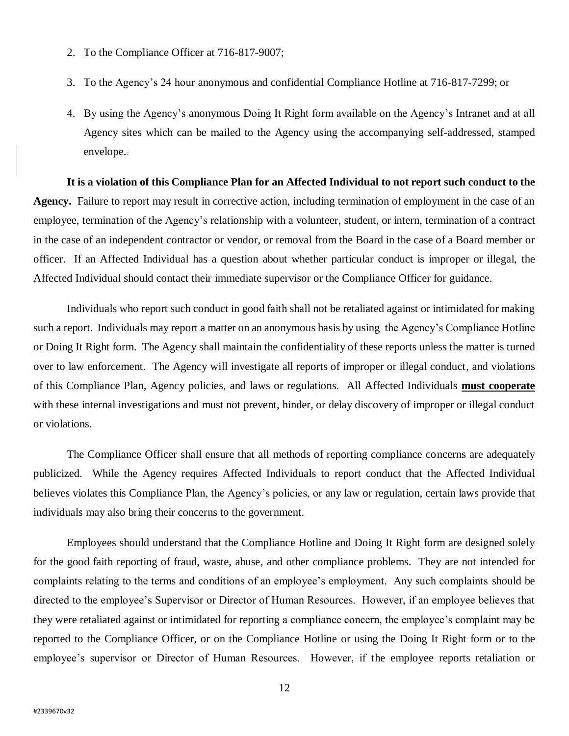2. To the Compliance Officer at 716-817-9007;

3. To the Agency's 24 hour anonymous and confidential Compliance Hotline at 716-817-7299; or

4. By using the Agency's anonymous Doing It Right form available on the Agency's Intranet and at all Agency sites which can be mailed to the Agency using the accompanying self-addressed, stamped envelope.

**It is a violation of this Compliance Plan for an Affected Individual to not report such conduct to the Agency.** Failure to report may result in corrective action, including termination of employment in the case of an employee, termination of the Agency's relationship with a volunteer, student, or intern, termination of a contract in the case of an independent contractor or vendor, or removal from the Board in the case of a Board member or officer. If an Affected Individual has a question about whether particular conduct is improper or illegal, the Affected Individual should contact their immediate supervisor or the Compliance Officer for guidance.

Individuals who report such conduct in good faith shall not be retaliated against or intimidated for making such a report. Individuals may report a matter on an anonymous basis by using the Agency's Compliance Hotline or Doing It Right form. The Agency shall maintain the confidentiality of these reports unless the matter is turned over to law enforcement. The Agency will investigate all reports of improper or illegal conduct, and violations of this Compliance Plan, Agency policies, and laws or regulations. All Affected Individuals **must cooperate** with these internal investigations and must not prevent, hinder, or delay discovery of improper or illegal conduct or violations.

The Compliance Officer shall ensure that all methods of reporting compliance concerns are adequately publicized. While the Agency requires Affected Individuals to report conduct that the Affected Individual believes violates this Compliance Plan, the Agency's policies, or any law or regulation, certain laws provide that individuals may also bring their concerns to the government.

Employees should understand that the Compliance Hotline and Doing It Right form are designed solely for the good faith reporting of fraud, waste, abuse, and other compliance problems. They are not intended for complaints relating to the terms and conditions of an employee's employment. Any such complaints should be directed to the employee's Supervisor or Director of Human Resources. However, if an employee believes that they were retaliated against or intimidated for reporting a compliance concern, the employee's complaint may be reported to the Compliance Officer, or on the Compliance Hotline or using the Doing It Right form or to the employee's supervisor or Director of Human Resources. However, if the employee reports retaliation or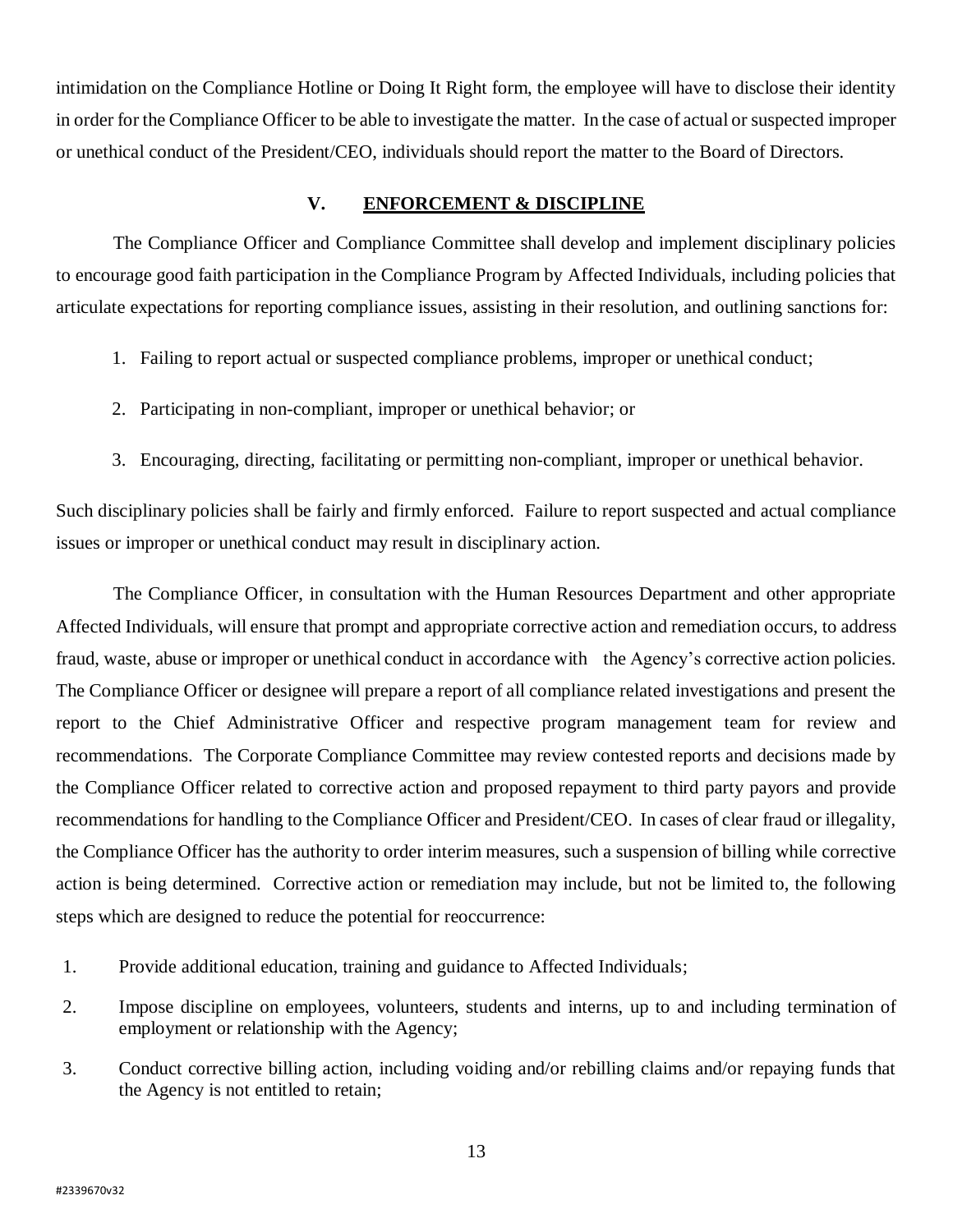intimidation on the Compliance Hotline or Doing It Right form, the employee will have to disclose their identity in order for the Compliance Officer to be able to investigate the matter. In the case of actual or suspected improper or unethical conduct of the President/CEO, individuals should report the matter to the Board of Directors.

## V. ENFORCEMENT & DISCIPLINE

The Compliance Officer and Compliance Committee shall develop and implement disciplinary policies to encourage good faith participation in the Compliance Program by Affected Individuals, including policies that articulate expectations for reporting compliance issues, assisting in their resolution, and outlining sanctions for:

1. Failing to report actual or suspected compliance problems, improper or unethical conduct;
2. Participating in non-compliant, improper or unethical behavior; or
3. Encouraging, directing, facilitating or permitting non-compliant, improper or unethical behavior.

Such disciplinary policies shall be fairly and firmly enforced. Failure to report suspected and actual compliance issues or improper or unethical conduct may result in disciplinary action.

The Compliance Officer, in consultation with the Human Resources Department and other appropriate Affected Individuals, will ensure that prompt and appropriate corrective action and remediation occurs, to address fraud, waste, abuse or improper or unethical conduct in accordance with the Agency's corrective action policies. The Compliance Officer or designee will prepare a report of all compliance related investigations and present the report to the Chief Administrative Officer and respective program management team for review and recommendations. The Corporate Compliance Committee may review contested reports and decisions made by the Compliance Officer related to corrective action and proposed repayment to third party payors and provide recommendations for handling to the Compliance Officer and President/CEO. In cases of clear fraud or illegality, the Compliance Officer has the authority to order interim measures, such a suspension of billing while corrective action is being determined. Corrective action or remediation may include, but not be limited to, the following steps which are designed to reduce the potential for reoccurrence:

1. Provide additional education, training and guidance to Affected Individuals;
2. Impose discipline on employees, volunteers, students and interns, up to and including termination of employment or relationship with the Agency;
3. Conduct corrective billing action, including voiding and/or rebilling claims and/or repaying funds that the Agency is not entitled to retain;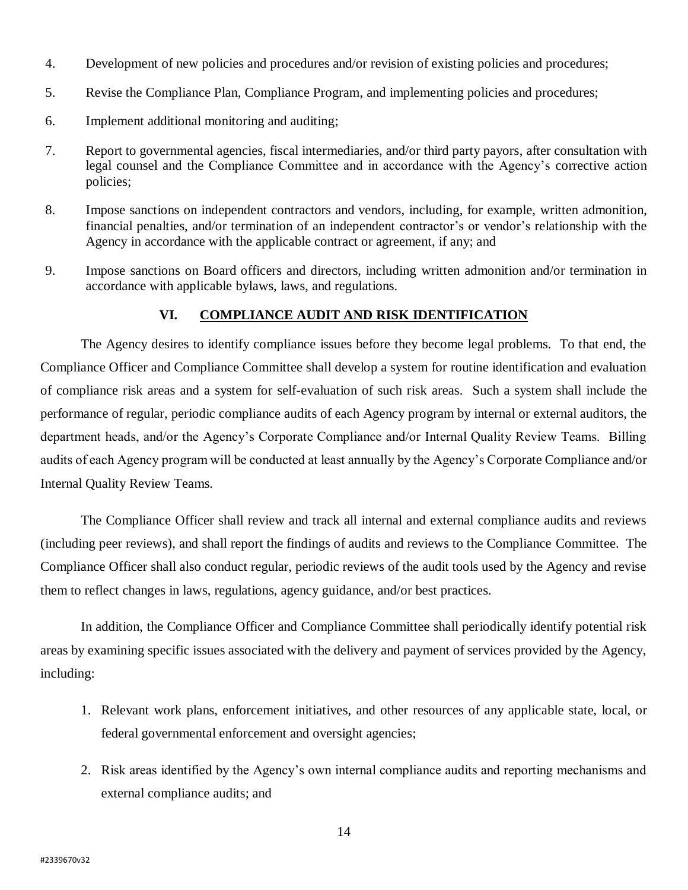4. Development of new policies and procedures and/or revision of existing policies and procedures;
5. Revise the Compliance Plan, Compliance Program, and implementing policies and procedures;
6. Implement additional monitoring and auditing;
7. Report to governmental agencies, fiscal intermediaries, and/or third party payors, after consultation with legal counsel and the Compliance Committee and in accordance with the Agency's corrective action policies;
8. Impose sanctions on independent contractors and vendors, including, for example, written admonition, financial penalties, and/or termination of an independent contractor's or vendor's relationship with the Agency in accordance with the applicable contract or agreement, if any; and
9. Impose sanctions on Board officers and directors, including written admonition and/or termination in accordance with applicable bylaws, laws, and regulations.

## VI. COMPLIANCE AUDIT AND RISK IDENTIFICATION

The Agency desires to identify compliance issues before they become legal problems. To that end, the Compliance Officer and Compliance Committee shall develop a system for routine identification and evaluation of compliance risk areas and a system for self-evaluation of such risk areas. Such a system shall include the performance of regular, periodic compliance audits of each Agency program by internal or external auditors, the department heads, and/or the Agency's Corporate Compliance and/or Internal Quality Review Teams. Billing audits of each Agency program will be conducted at least annually by the Agency's Corporate Compliance and/or Internal Quality Review Teams.

The Compliance Officer shall review and track all internal and external compliance audits and reviews (including peer reviews), and shall report the findings of audits and reviews to the Compliance Committee. The Compliance Officer shall also conduct regular, periodic reviews of the audit tools used by the Agency and revise them to reflect changes in laws, regulations, agency guidance, and/or best practices.

In addition, the Compliance Officer and Compliance Committee shall periodically identify potential risk areas by examining specific issues associated with the delivery and payment of services provided by the Agency, including:

1. Relevant work plans, enforcement initiatives, and other resources of any applicable state, local, or federal governmental enforcement and oversight agencies;
2. Risk areas identified by the Agency's own internal compliance audits and reporting mechanisms and external compliance audits; and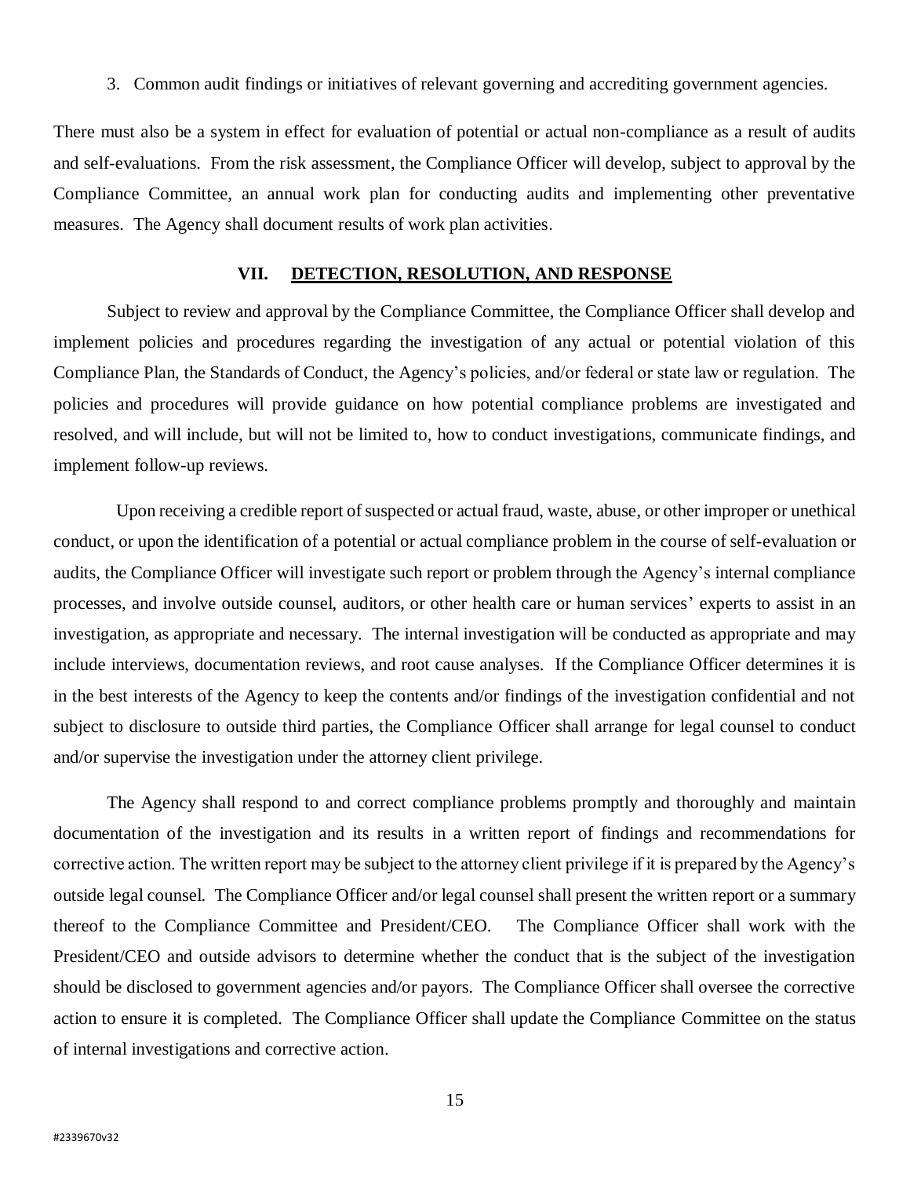3. Common audit findings or initiatives of relevant governing and accrediting government agencies.

There must also be a system in effect for evaluation of potential or actual non-compliance as a result of audits and self-evaluations. From the risk assessment, the Compliance Officer will develop, subject to approval by the Compliance Committee, an annual work plan for conducting audits and implementing other preventative measures. The Agency shall document results of work plan activities.

## VII. DETECTION, RESOLUTION, AND RESPONSE

Subject to review and approval by the Compliance Committee, the Compliance Officer shall develop and implement policies and procedures regarding the investigation of any actual or potential violation of this Compliance Plan, the Standards of Conduct, the Agency's policies, and/or federal or state law or regulation. The policies and procedures will provide guidance on how potential compliance problems are investigated and resolved, and will include, but will not be limited to, how to conduct investigations, communicate findings, and implement follow-up reviews.

Upon receiving a credible report of suspected or actual fraud, waste, abuse, or other improper or unethical conduct, or upon the identification of a potential or actual compliance problem in the course of self-evaluation or audits, the Compliance Officer will investigate such report or problem through the Agency's internal compliance processes, and involve outside counsel, auditors, or other health care or human services' experts to assist in an investigation, as appropriate and necessary. The internal investigation will be conducted as appropriate and may include interviews, documentation reviews, and root cause analyses. If the Compliance Officer determines it is in the best interests of the Agency to keep the contents and/or findings of the investigation confidential and not subject to disclosure to outside third parties, the Compliance Officer shall arrange for legal counsel to conduct and/or supervise the investigation under the attorney client privilege.

The Agency shall respond to and correct compliance problems promptly and thoroughly and maintain documentation of the investigation and its results in a written report of findings and recommendations for corrective action. The written report may be subject to the attorney client privilege if it is prepared by the Agency's outside legal counsel. The Compliance Officer and/or legal counsel shall present the written report or a summary thereof to the Compliance Committee and President/CEO. The Compliance Officer shall work with the President/CEO and outside advisors to determine whether the conduct that is the subject of the investigation should be disclosed to government agencies and/or payors. The Compliance Officer shall oversee the corrective action to ensure it is completed. The Compliance Officer shall update the Compliance Committee on the status of internal investigations and corrective action.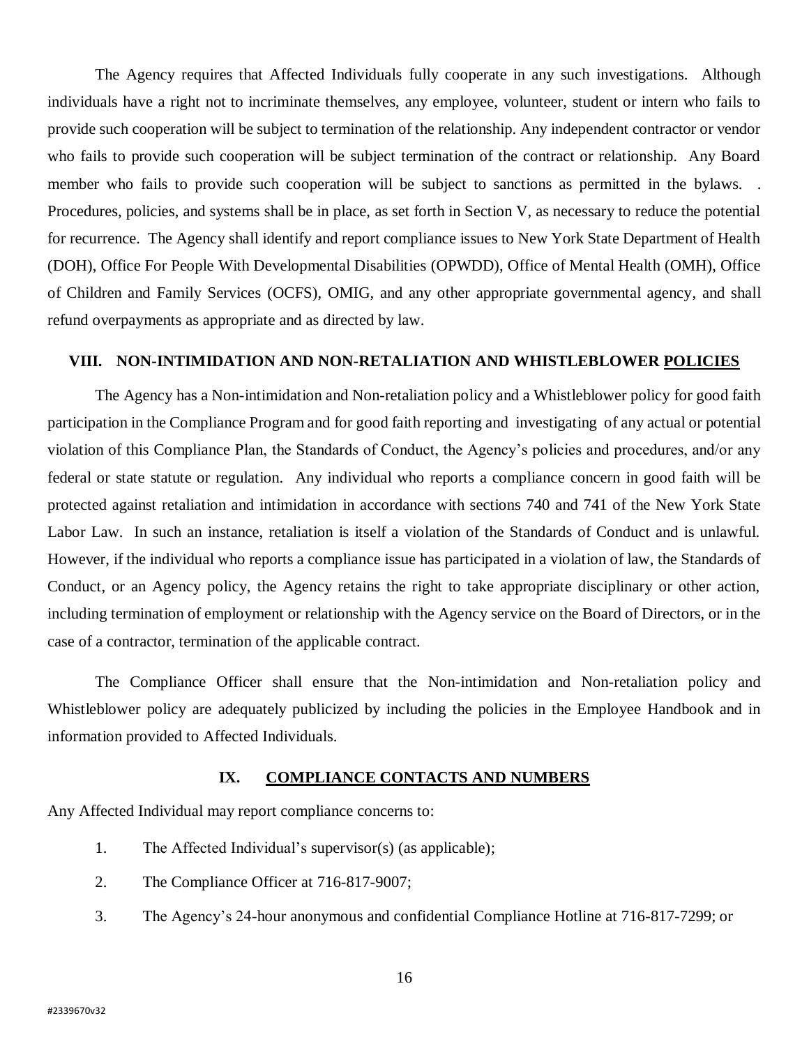The Agency requires that Affected Individuals fully cooperate in any such investigations. Although individuals have a right not to incriminate themselves, any employee, volunteer, student or intern who fails to provide such cooperation will be subject to termination of the relationship. Any independent contractor or vendor who fails to provide such cooperation will be subject termination of the contract or relationship. Any Board member who fails to provide such cooperation will be subject to sanctions as permitted in the bylaws. . Procedures, policies, and systems shall be in place, as set forth in Section V, as necessary to reduce the potential for recurrence. The Agency shall identify and report compliance issues to New York State Department of Health (DOH), Office For People With Developmental Disabilities (OPWDD), Office of Mental Health (OMH), Office of Children and Family Services (OCFS), OMIG, and any other appropriate governmental agency, and shall refund overpayments as appropriate and as directed by law.

## VIII. NON-INTIMIDATION AND NON-RETALIATION AND WHISTLEBLOWER POLICIES

The Agency has a Non-intimidation and Non-retaliation policy and a Whistleblower policy for good faith participation in the Compliance Program and for good faith reporting and investigating of any actual or potential violation of this Compliance Plan, the Standards of Conduct, the Agency's policies and procedures, and/or any federal or state statute or regulation. Any individual who reports a compliance concern in good faith will be protected against retaliation and intimidation in accordance with sections 740 and 741 of the New York State Labor Law. In such an instance, retaliation is itself a violation of the Standards of Conduct and is unlawful. However, if the individual who reports a compliance issue has participated in a violation of law, the Standards of Conduct, or an Agency policy, the Agency retains the right to take appropriate disciplinary or other action, including termination of employment or relationship with the Agency service on the Board of Directors, or in the case of a contractor, termination of the applicable contract.

The Compliance Officer shall ensure that the Non-intimidation and Non-retaliation policy and Whistleblower policy are adequately publicized by including the policies in the Employee Handbook and in information provided to Affected Individuals.

## IX. COMPLIANCE CONTACTS AND NUMBERS

Any Affected Individual may report compliance concerns to:

1. The Affected Individual's supervisor(s) (as applicable);
2. The Compliance Officer at 716-817-9007;
3. The Agency's 24-hour anonymous and confidential Compliance Hotline at 716-817-7299; or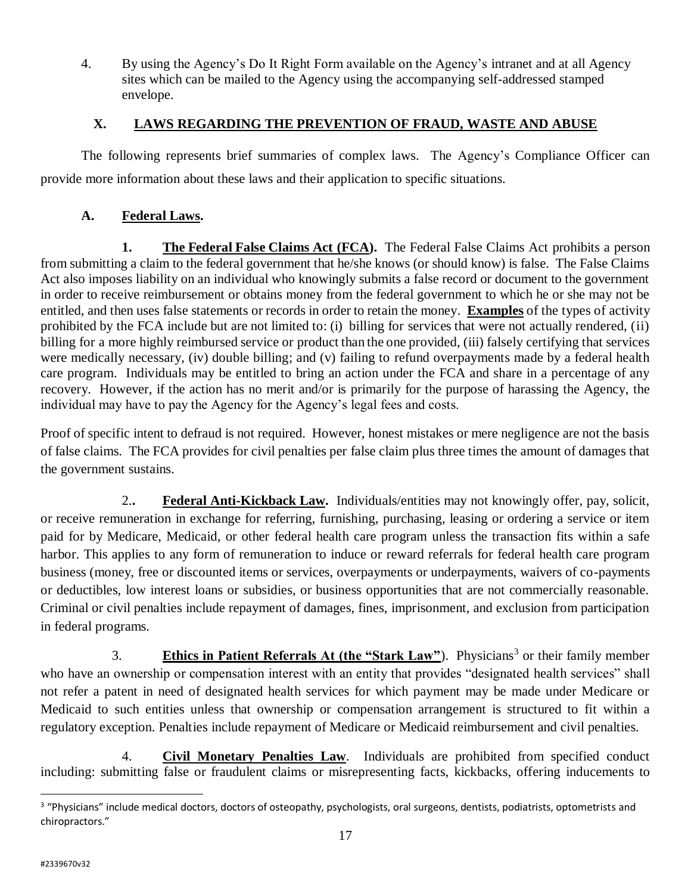4. By using the Agency's Do It Right Form available on the Agency's intranet and at all Agency sites which can be mailed to the Agency using the accompanying self-addressed stamped envelope.

## X. LAWS REGARDING THE PREVENTION OF FRAUD, WASTE AND ABUSE

The following represents brief summaries of complex laws. The Agency's Compliance Officer can provide more information about these laws and their application to specific situations.

### A. Federal Laws.

**1. The Federal False Claims Act (FCA).** The Federal False Claims Act prohibits a person from submitting a claim to the federal government that he/she knows (or should know) is false. The False Claims Act also imposes liability on an individual who knowingly submits a false record or document to the government in order to receive reimbursement or obtains money from the federal government to which he or she may not be entitled, and then uses false statements or records in order to retain the money. **Examples** of the types of activity prohibited by the FCA include but are not limited to: (i) billing for services that were not actually rendered, (ii) billing for a more highly reimbursed service or product than the one provided, (iii) falsely certifying that services were medically necessary, (iv) double billing; and (v) failing to refund overpayments made by a federal health care program. Individuals may be entitled to bring an action under the FCA and share in a percentage of any recovery. However, if the action has no merit and/or is primarily for the purpose of harassing the Agency, the individual may have to pay the Agency for the Agency's legal fees and costs.

Proof of specific intent to defraud is not required. However, honest mistakes or mere negligence are not the basis of false claims. The FCA provides for civil penalties per false claim plus three times the amount of damages that the government sustains.

**2.. Federal Anti-Kickback Law.** Individuals/entities may not knowingly offer, pay, solicit, or receive remuneration in exchange for referring, furnishing, purchasing, leasing or ordering a service or item paid for by Medicare, Medicaid, or other federal health care program unless the transaction fits within a safe harbor. This applies to any form of remuneration to induce or reward referrals for federal health care program business (money, free or discounted items or services, overpayments or underpayments, waivers of co-payments or deductibles, low interest loans or subsidies, or business opportunities that are not commercially reasonable. Criminal or civil penalties include repayment of damages, fines, imprisonment, and exclusion from participation in federal programs.

3. **Ethics in Patient Referrals At (the "Stark Law"**). Physicians[3] or their family member who have an ownership or compensation interest with an entity that provides "designated health services" shall not refer a patent in need of designated health services for which payment may be made under Medicare or Medicaid to such entities unless that ownership or compensation arrangement is structured to fit within a regulatory exception. Penalties include repayment of Medicare or Medicaid reimbursement and civil penalties.

4. **Civil Monetary Penalties Law**. Individuals are prohibited from specified conduct including: submitting false or fraudulent claims or misrepresenting facts, kickbacks, offering inducements to

[3] "Physicians" include medical doctors, doctors of osteopathy, psychologists, oral surgeons, dentists, podiatrists, optometrists and chiropractors."

#2339670v32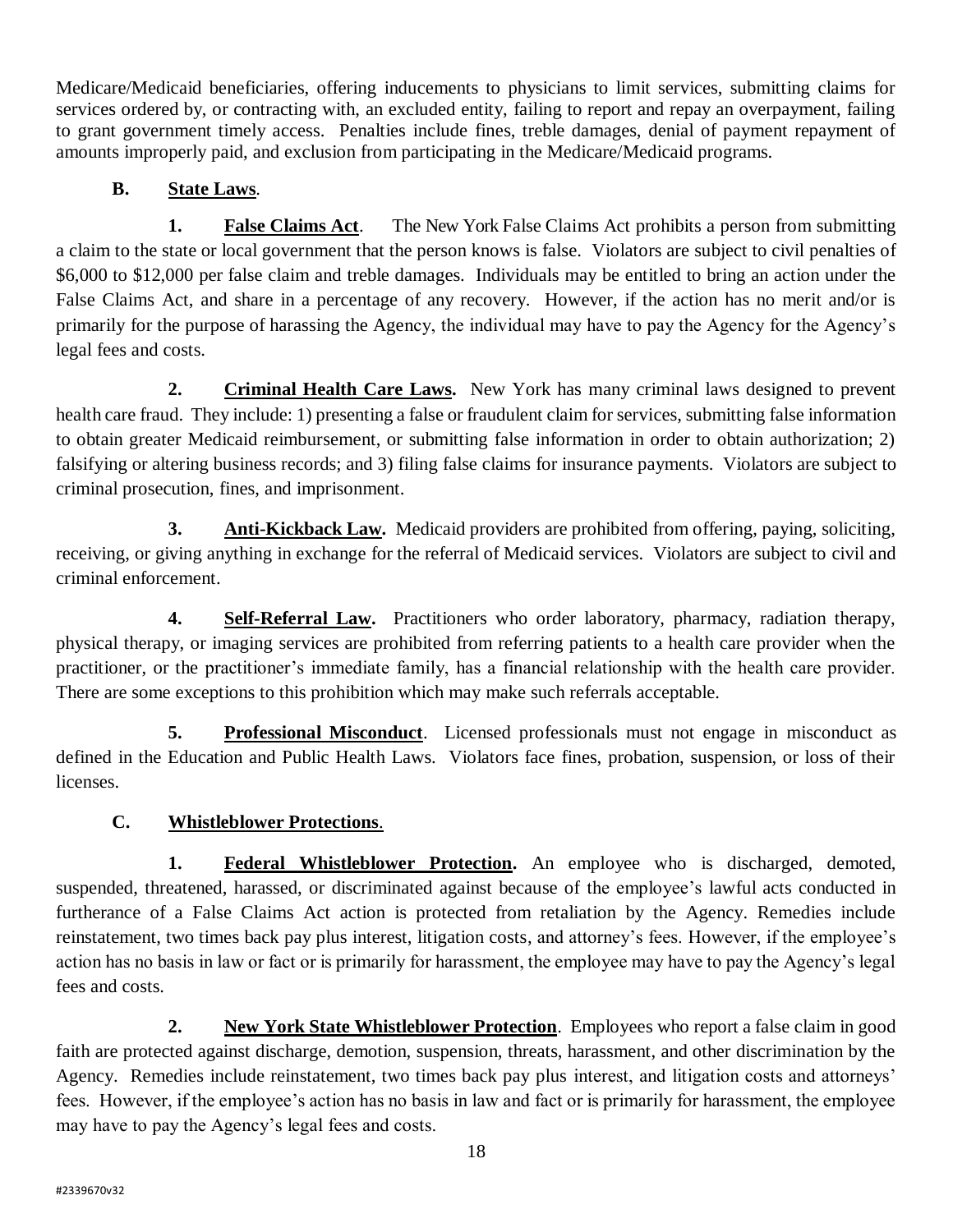Medicare/Medicaid beneficiaries, offering inducements to physicians to limit services, submitting claims for services ordered by, or contracting with, an excluded entity, failing to report and repay an overpayment, failing to grant government timely access. Penalties include fines, treble damages, denial of payment repayment of amounts improperly paid, and exclusion from participating in the Medicare/Medicaid programs.

**B. State Laws**.

**1. False Claims Act**. The New York False Claims Act prohibits a person from submitting a claim to the state or local government that the person knows is false. Violators are subject to civil penalties of $6,000 to $12,000 per false claim and treble damages. Individuals may be entitled to bring an action under the False Claims Act, and share in a percentage of any recovery. However, if the action has no merit and/or is primarily for the purpose of harassing the Agency, the individual may have to pay the Agency for the Agency's legal fees and costs.

**2. Criminal Health Care Laws.** New York has many criminal laws designed to prevent health care fraud. They include: 1) presenting a false or fraudulent claim for services, submitting false information to obtain greater Medicaid reimbursement, or submitting false information in order to obtain authorization; 2) falsifying or altering business records; and 3) filing false claims for insurance payments. Violators are subject to criminal prosecution, fines, and imprisonment.

**3. Anti-Kickback Law.** Medicaid providers are prohibited from offering, paying, soliciting, receiving, or giving anything in exchange for the referral of Medicaid services. Violators are subject to civil and criminal enforcement.

**4. Self-Referral Law.** Practitioners who order laboratory, pharmacy, radiation therapy, physical therapy, or imaging services are prohibited from referring patients to a health care provider when the practitioner, or the practitioner's immediate family, has a financial relationship with the health care provider. There are some exceptions to this prohibition which may make such referrals acceptable.

**5. Professional Misconduct**. Licensed professionals must not engage in misconduct as defined in the Education and Public Health Laws. Violators face fines, probation, suspension, or loss of their licenses.

**C. Whistleblower Protections**.

**1. Federal Whistleblower Protection.** An employee who is discharged, demoted, suspended, threatened, harassed, or discriminated against because of the employee's lawful acts conducted in furtherance of a False Claims Act action is protected from retaliation by the Agency. Remedies include reinstatement, two times back pay plus interest, litigation costs, and attorney's fees. However, if the employee's action has no basis in law or fact or is primarily for harassment, the employee may have to pay the Agency's legal fees and costs.

**2. New York State Whistleblower Protection**. Employees who report a false claim in good faith are protected against discharge, demotion, suspension, threats, harassment, and other discrimination by the Agency. Remedies include reinstatement, two times back pay plus interest, and litigation costs and attorneys' fees. However, if the employee's action has no basis in law and fact or is primarily for harassment, the employee may have to pay the Agency's legal fees and costs.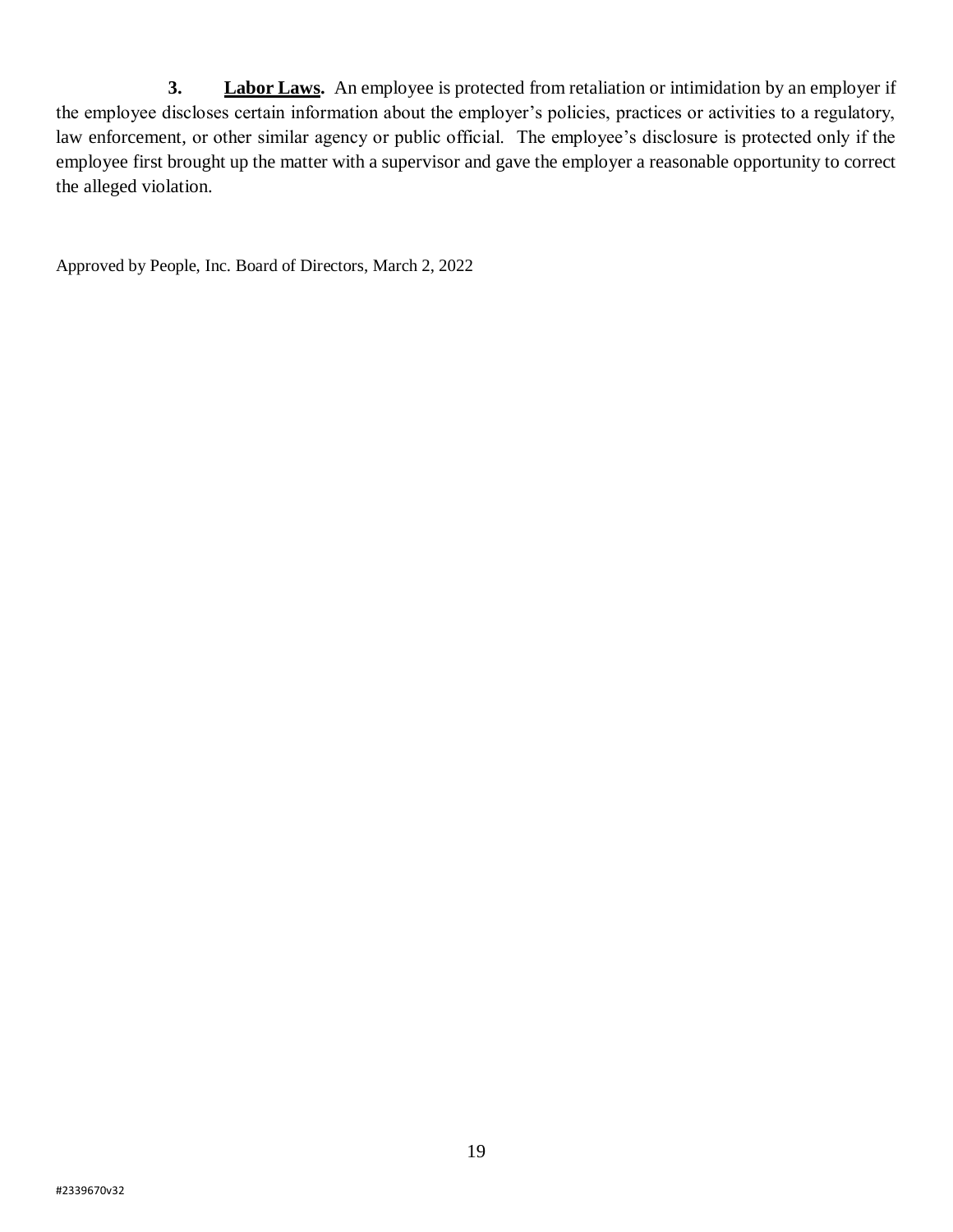**3. Labor Laws.** An employee is protected from retaliation or intimidation by an employer if the employee discloses certain information about the employer's policies, practices or activities to a regulatory, law enforcement, or other similar agency or public official. The employee's disclosure is protected only if the employee first brought up the matter with a supervisor and gave the employer a reasonable opportunity to correct the alleged violation.

Approved by People, Inc. Board of Directors, March 2, 2022